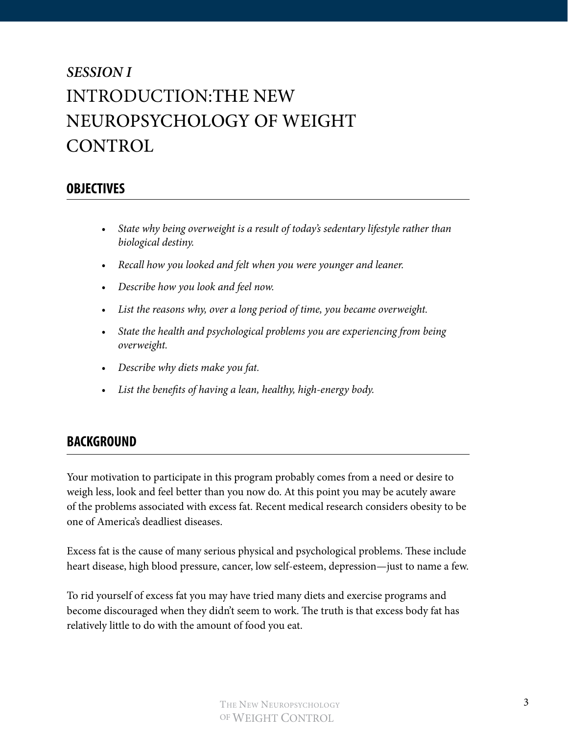*SESSION I*

# INTRODUCTION:THE NEW NEUROPSYCHOLOGY OF WEIGHT CONTROL

## OBJECTIVES

- *State why being overweight is a result of today's sedentary lifestyle rather than biological destiny.*
- *Recall how you looked and felt when you were younger and leaner.*
- *Describe how you look and feel now.*
- *List the reasons why, over a long period of time, you became overweight.*
- *State the health and psychological problems you are experiencing from being overweight.*
- *Describe why diets make you fat.*
- *List the benefits of having a lean, healthy, high-energy body.*

## BACKGROUND

Your motivation to participate in this program probably comes from a need or desire to weigh less, look and feel better than you now do. At this point you may be acutely aware of the problems associated with excess fat. Recent medical research considers obesity to be one of America's deadliest diseases.

Excess fat is the cause of many serious physical and psychological problems. These include heart disease, high blood pressure, cancer, low self-esteem, depression—just to name a few.

To rid yourself of excess fat you may have tried many diets and exercise programs and become discouraged when they didn't seem to work. The truth is that excess body fat has relatively little to do with the amount of food you eat.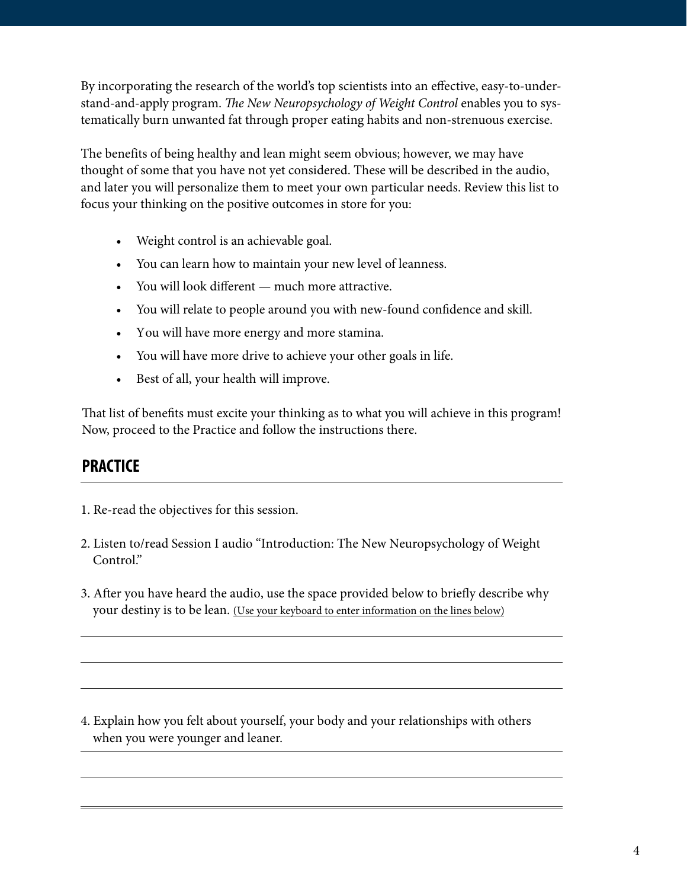By incorporating the research of the world's top scientists into an effective, easy-to-understand-and-apply program. *The New Neuropsychology of Weight Control* enables you to systematically burn unwanted fat through proper eating habits and non-strenuous exercise.

The benefits of being healthy and lean might seem obvious; however, we may have thought of some that you have not yet considered. These will be described in the audio, and later you will personalize them to meet your own particular needs. Review this list to focus your thinking on the positive outcomes in store for you:

- Weight control is an achievable goal.
- You can learn how to maintain your new level of leanness.
- You will look different — much more attractive.
- You will relate to people around you with new-found confidence and skill.
- You will have more energy and more stamina.
- You will have more drive to achieve your other goals in life.
- Best of all, your health will improve.

That list of benefits must excite your thinking as to what you will achieve in this program! Now, proceed to the Practice and follow the instructions there.

## PRACTICE

1. Re-read the objectives for this session.

2. Listen to/read Session I audio "Introduction: The New Neuropsychology of Weight Control."

3. After you have heard the audio, use the space provided below to briefly describe why your destiny is to be lean. (Use your keyboard to enter information on the lines below)

4. Explain how you felt about yourself, your body and your relationships with others when you were younger and leaner.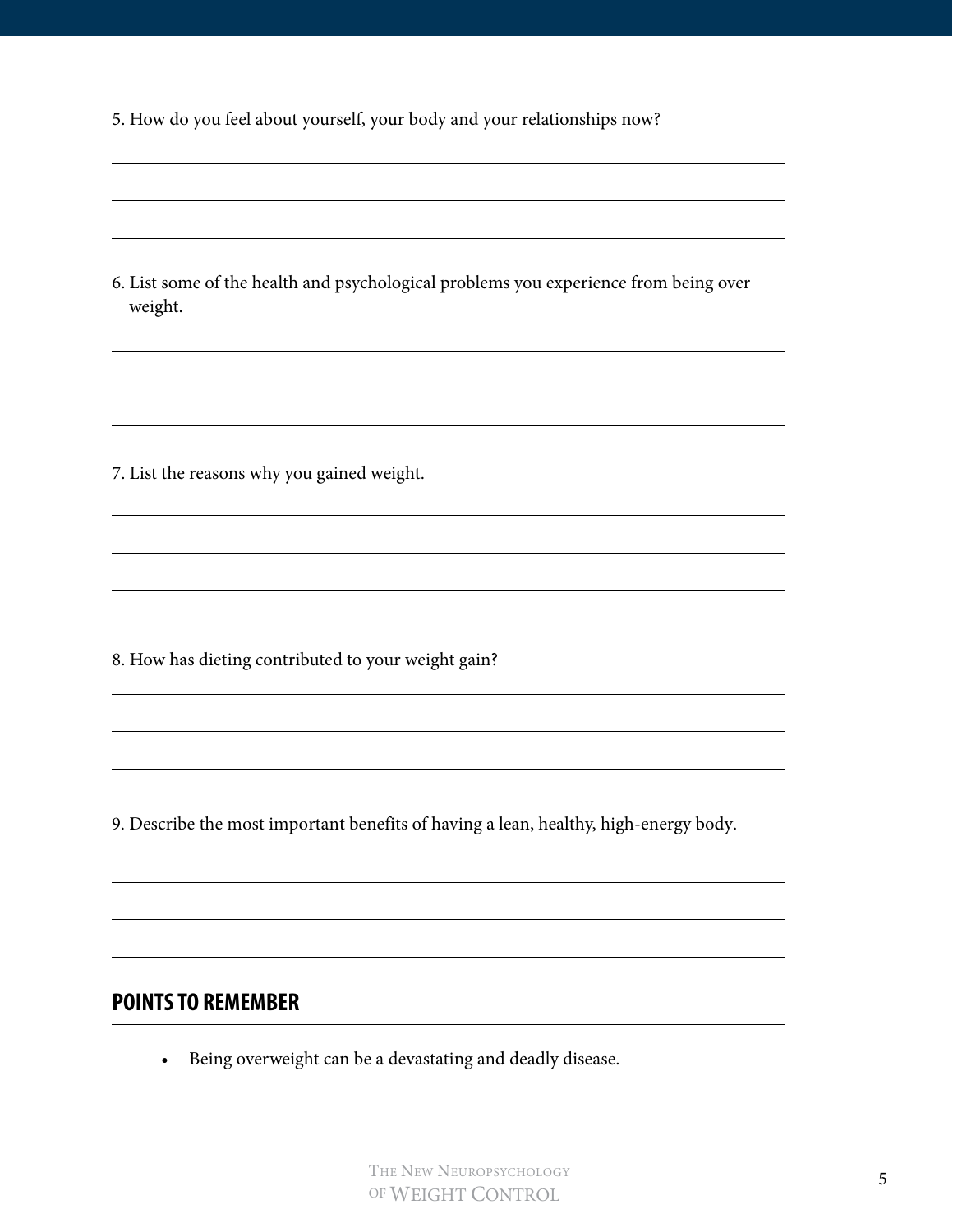5. How do you feel about yourself, your body and your relationships now?

6. List some of the health and psychological problems you experience from being over weight.

7. List the reasons why you gained weight.

8. How has dieting contributed to your weight gain?

9. Describe the most important benefits of having a lean, healthy, high-energy body.

## POINTS TO REMEMBER

- Being overweight can be a devastating and deadly disease.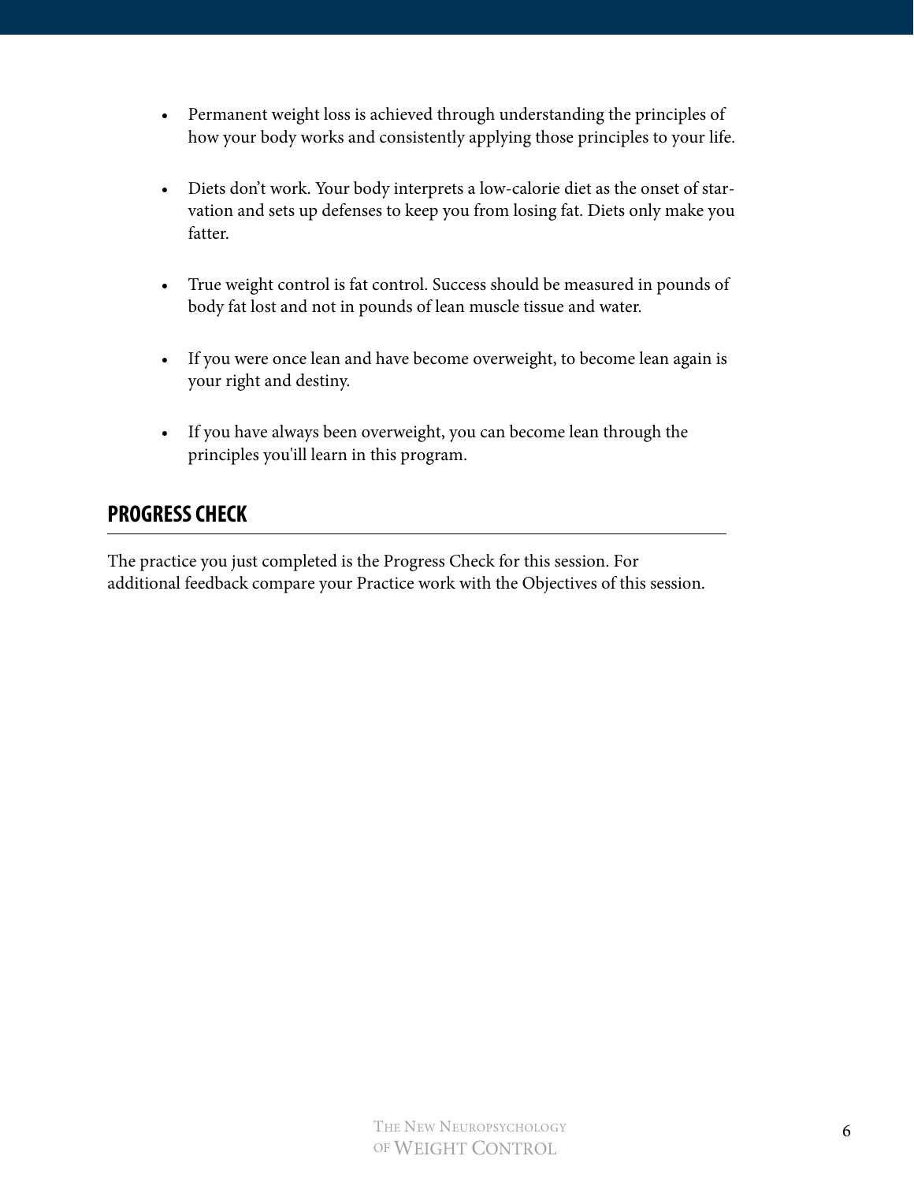- Permanent weight loss is achieved through understanding the principles of how your body works and consistently applying those principles to your life.

- Diets don't work. Your body interprets a low-calorie diet as the onset of starvation and sets up defenses to keep you from losing fat. Diets only make you fatter.

- True weight control is fat control. Success should be measured in pounds of body fat lost and not in pounds of lean muscle tissue and water.

- If you were once lean and have become overweight, to become lean again is your right and destiny.

- If you have always been overweight, you can become lean through the principles you'ill learn in this program.

## PROGRESS CHECK

The practice you just completed is the Progress Check for this session. For additional feedback compare your Practice work with the Objectives of this session.